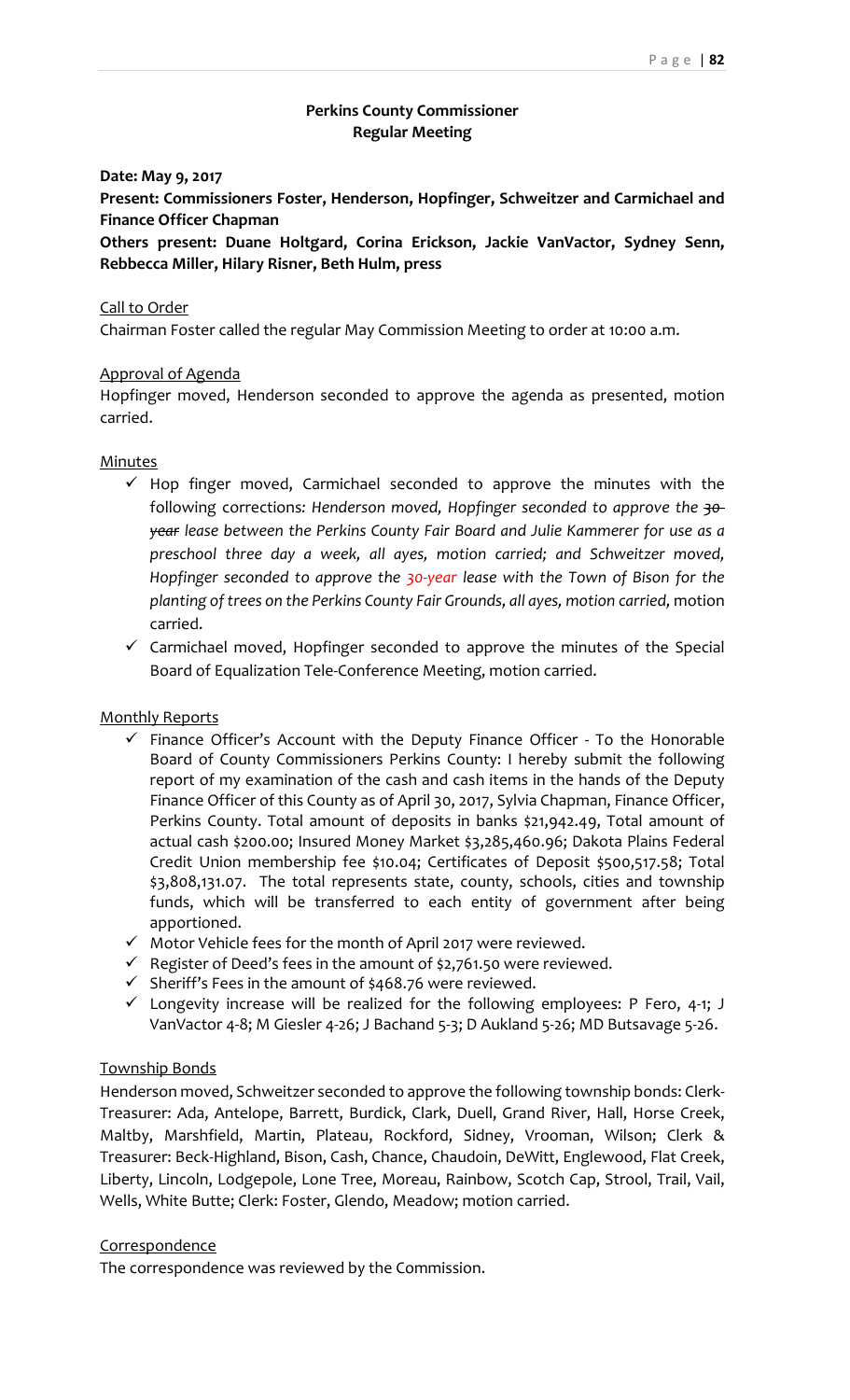**Perkins County Commissioner**
**Regular Meeting**

**Date: May 9, 2017**

**Present: Commissioners Foster, Henderson, Hopfinger, Schweitzer and Carmichael and Finance Officer Chapman**

**Others present: Duane Holtgard, Corina Erickson, Jackie VanVactor, Sydney Senn, Rebbecca Miller, Hilary Risner, Beth Hulm, press**

<u>Call to Order</u>

Chairman Foster called the regular May Commission Meeting to order at 10:00 a.m.

<u>Approval of Agenda</u>

Hopfinger moved, Henderson seconded to approve the agenda as presented, motion carried.

<u>Minutes</u>

- ✓ Hop finger moved, Carmichael seconded to approve the minutes with the following corrections: *Henderson moved, Hopfinger seconded to approve the ~~30-year~~ lease between the Perkins County Fair Board and Julie Kammerer for use as a preschool three day a week, all ayes, motion carried; and Schweitzer moved, Hopfinger seconded to approve the 30-year lease with the Town of Bison for the planting of trees on the Perkins County Fair Grounds, all ayes, motion carried,* motion carried.
- ✓ Carmichael moved, Hopfinger seconded to approve the minutes of the Special Board of Equalization Tele-Conference Meeting, motion carried.

<u>Monthly Reports</u>

- ✓ Finance Officer's Account with the Deputy Finance Officer - To the Honorable Board of County Commissioners Perkins County: I hereby submit the following report of my examination of the cash and cash items in the hands of the Deputy Finance Officer of this County as of April 30, 2017, Sylvia Chapman, Finance Officer, Perkins County. Total amount of deposits in banks $21,942.49, Total amount of actual cash $200.00; Insured Money Market $3,285,460.96; Dakota Plains Federal Credit Union membership fee $10.04; Certificates of Deposit $500,517.58; Total $3,808,131.07. The total represents state, county, schools, cities and township funds, which will be transferred to each entity of government after being apportioned.
- ✓ Motor Vehicle fees for the month of April 2017 were reviewed.
- ✓ Register of Deed's fees in the amount of $2,761.50 were reviewed.
- ✓ Sheriff's Fees in the amount of $468.76 were reviewed.
- ✓ Longevity increase will be realized for the following employees: P Fero, 4-1; J VanVactor 4-8; M Giesler 4-26; J Bachand 5-3; D Aukland 5-26; MD Butsavage 5-26.

<u>Township Bonds</u>

Henderson moved, Schweitzer seconded to approve the following township bonds: Clerk-Treasurer: Ada, Antelope, Barrett, Burdick, Clark, Duell, Grand River, Hall, Horse Creek, Maltby, Marshfield, Martin, Plateau, Rockford, Sidney, Vrooman, Wilson; Clerk & Treasurer: Beck-Highland, Bison, Cash, Chance, Chaudoin, DeWitt, Englewood, Flat Creek, Liberty, Lincoln, Lodgepole, Lone Tree, Moreau, Rainbow, Scotch Cap, Strool, Trail, Vail, Wells, White Butte; Clerk: Foster, Glendo, Meadow; motion carried.

<u>Correspondence</u>

The correspondence was reviewed by the Commission.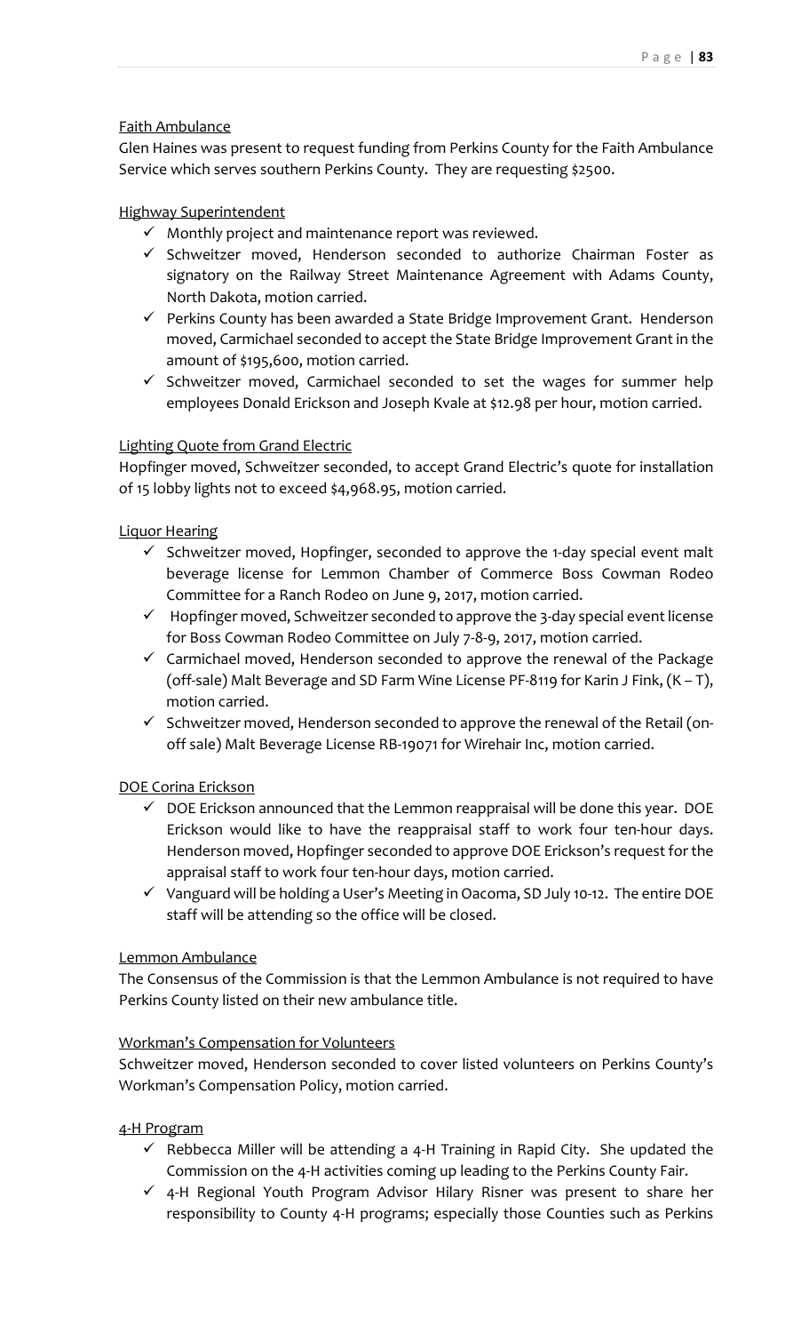Faith Ambulance

Glen Haines was present to request funding from Perkins County for the Faith Ambulance Service which serves southern Perkins County. They are requesting $2500.

Highway Superintendent

- ✓ Monthly project and maintenance report was reviewed.
- ✓ Schweitzer moved, Henderson seconded to authorize Chairman Foster as signatory on the Railway Street Maintenance Agreement with Adams County, North Dakota, motion carried.
- ✓ Perkins County has been awarded a State Bridge Improvement Grant. Henderson moved, Carmichael seconded to accept the State Bridge Improvement Grant in the amount of $195,600, motion carried.
- ✓ Schweitzer moved, Carmichael seconded to set the wages for summer help employees Donald Erickson and Joseph Kvale at $12.98 per hour, motion carried.

Lighting Quote from Grand Electric

Hopfinger moved, Schweitzer seconded, to accept Grand Electric's quote for installation of 15 lobby lights not to exceed $4,968.95, motion carried.

Liquor Hearing

- ✓ Schweitzer moved, Hopfinger, seconded to approve the 1-day special event malt beverage license for Lemmon Chamber of Commerce Boss Cowman Rodeo Committee for a Ranch Rodeo on June 9, 2017, motion carried.
- ✓ Hopfinger moved, Schweitzer seconded to approve the 3-day special event license for Boss Cowman Rodeo Committee on July 7-8-9, 2017, motion carried.
- ✓ Carmichael moved, Henderson seconded to approve the renewal of the Package (off-sale) Malt Beverage and SD Farm Wine License PF-8119 for Karin J Fink, (K – T), motion carried.
- ✓ Schweitzer moved, Henderson seconded to approve the renewal of the Retail (on-off sale) Malt Beverage License RB-19071 for Wirehair Inc, motion carried.

DOE Corina Erickson

- ✓ DOE Erickson announced that the Lemmon reappraisal will be done this year. DOE Erickson would like to have the reappraisal staff to work four ten-hour days. Henderson moved, Hopfinger seconded to approve DOE Erickson's request for the appraisal staff to work four ten-hour days, motion carried.
- ✓ Vanguard will be holding a User's Meeting in Oacoma, SD July 10-12. The entire DOE staff will be attending so the office will be closed.

Lemmon Ambulance

The Consensus of the Commission is that the Lemmon Ambulance is not required to have Perkins County listed on their new ambulance title.

Workman's Compensation for Volunteers

Schweitzer moved, Henderson seconded to cover listed volunteers on Perkins County's Workman's Compensation Policy, motion carried.

4-H Program

- ✓ Rebbecca Miller will be attending a 4-H Training in Rapid City. She updated the Commission on the 4-H activities coming up leading to the Perkins County Fair.
- ✓ 4-H Regional Youth Program Advisor Hilary Risner was present to share her responsibility to County 4-H programs; especially those Counties such as Perkins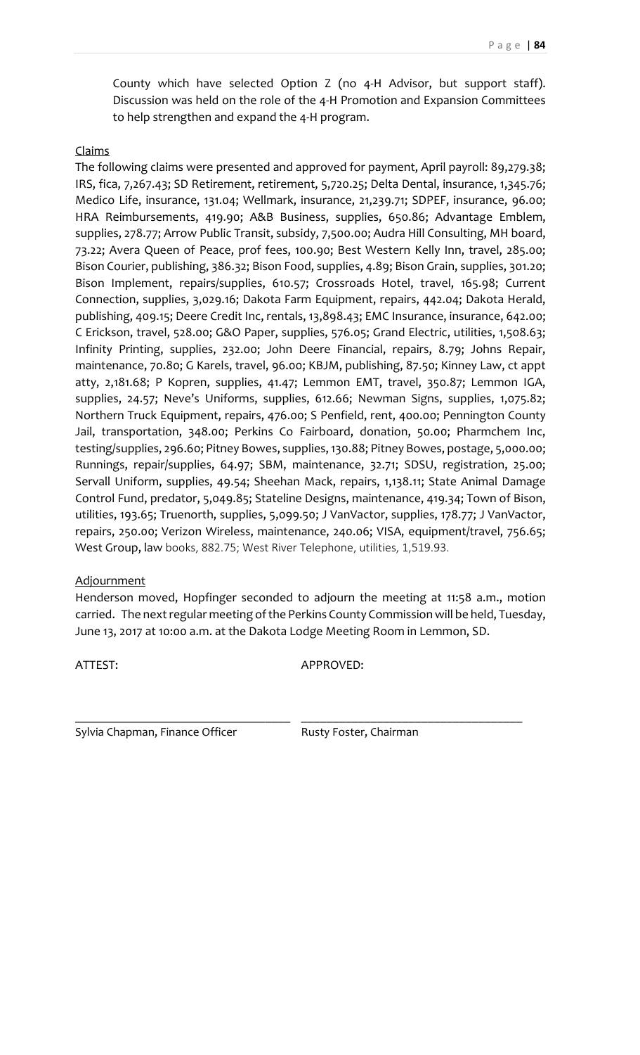County which have selected Option Z (no 4-H Advisor, but support staff). Discussion was held on the role of the 4-H Promotion and Expansion Committees to help strengthen and expand the 4-H program.

Claims

The following claims were presented and approved for payment, April payroll: 89,279.38; IRS, fica, 7,267.43; SD Retirement, retirement, 5,720.25; Delta Dental, insurance, 1,345.76; Medico Life, insurance, 131.04; Wellmark, insurance, 21,239.71; SDPEF, insurance, 96.00; HRA Reimbursements, 419.90; A&B Business, supplies, 650.86; Advantage Emblem, supplies, 278.77; Arrow Public Transit, subsidy, 7,500.00; Audra Hill Consulting, MH board, 73.22; Avera Queen of Peace, prof fees, 100.90; Best Western Kelly Inn, travel, 285.00; Bison Courier, publishing, 386.32; Bison Food, supplies, 4.89; Bison Grain, supplies, 301.20; Bison Implement, repairs/supplies, 610.57; Crossroads Hotel, travel, 165.98; Current Connection, supplies, 3,029.16; Dakota Farm Equipment, repairs, 442.04; Dakota Herald, publishing, 409.15; Deere Credit Inc, rentals, 13,898.43; EMC Insurance, insurance, 642.00; C Erickson, travel, 528.00; G&O Paper, supplies, 576.05; Grand Electric, utilities, 1,508.63; Infinity Printing, supplies, 232.00; John Deere Financial, repairs, 8.79; Johns Repair, maintenance, 70.80; G Karels, travel, 96.00; KBJM, publishing, 87.50; Kinney Law, ct appt atty, 2,181.68; P Kopren, supplies, 41.47; Lemmon EMT, travel, 350.87; Lemmon IGA, supplies, 24.57; Neve's Uniforms, supplies, 612.66; Newman Signs, supplies, 1,075.82; Northern Truck Equipment, repairs, 476.00; S Penfield, rent, 400.00; Pennington County Jail, transportation, 348.00; Perkins Co Fairboard, donation, 50.00; Pharmchem Inc, testing/supplies, 296.60; Pitney Bowes, supplies, 130.88; Pitney Bowes, postage, 5,000.00; Runnings, repair/supplies, 64.97; SBM, maintenance, 32.71; SDSU, registration, 25.00; Servall Uniform, supplies, 49.54; Sheehan Mack, repairs, 1,138.11; State Animal Damage Control Fund, predator, 5,049.85; Stateline Designs, maintenance, 419.34; Town of Bison, utilities, 193.65; Truenorth, supplies, 5,099.50; J VanVactor, supplies, 178.77; J VanVactor, repairs, 250.00; Verizon Wireless, maintenance, 240.06; VISA, equipment/travel, 756.65; West Group, law books, 882.75; West River Telephone, utilities, 1,519.93.

Adjournment

Henderson moved, Hopfinger seconded to adjourn the meeting at 11:58 a.m., motion carried. The next regular meeting of the Perkins County Commission will be held, Tuesday, June 13, 2017 at 10:00 a.m. at the Dakota Lodge Meeting Room in Lemmon, SD.

ATTEST: APPROVED:

\_\_\_\_\_\_\_\_\_\_\_\_\_\_\_\_\_\_\_\_\_\_\_\_\_\_\_\_\_\_\_\_ \_\_\_\_\_\_\_\_\_\_\_\_\_\_\_\_\_\_\_\_\_\_\_\_\_\_\_\_\_\_\_\_

Sylvia Chapman, Finance Officer Rusty Foster, Chairman